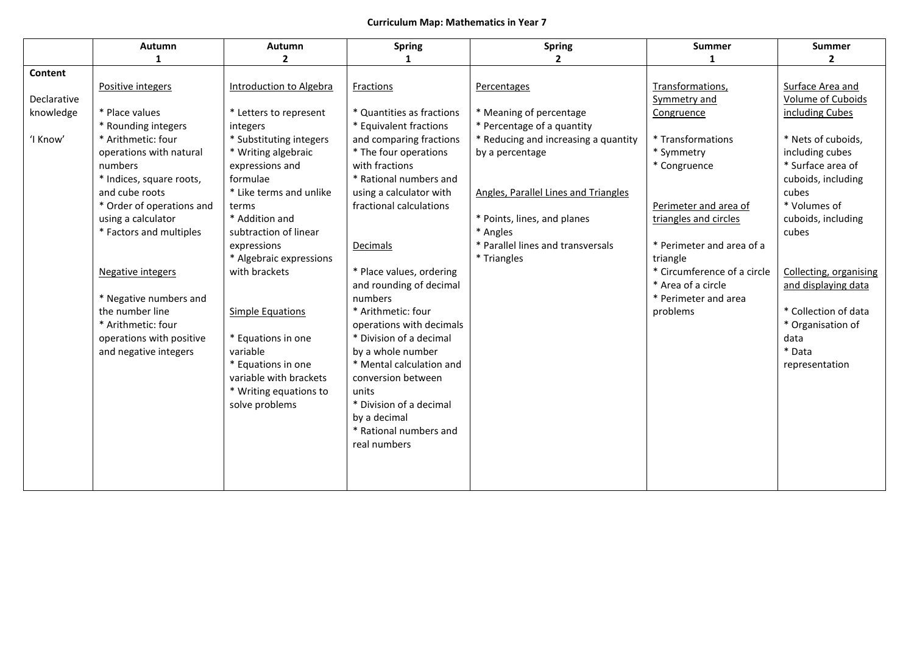# Curriculum Map: Mathematics in Year 7

| | Autumn 1 | Autumn 2 | Spring 1 | Spring 2 | Summer 1 | Summer 2 |
|---|---|---|---|---|---|---|
| **Content**<br><br>Declarative knowledge<br><br>'I Know' | <u>Positive integers</u><br><br>* Place values<br>* Rounding integers<br>* Arithmetic: four operations with natural numbers<br>* Indices, square roots, and cube roots<br>* Order of operations and using a calculator<br>* Factors and multiples<br><br><u>Negative integers</u><br><br>* Negative numbers and the number line<br>* Arithmetic: four operations with positive and negative integers | <u>Introduction to Algebra</u><br><br>* Letters to represent integers<br>* Substituting integers<br>* Writing algebraic expressions and formulae<br>* Like terms and unlike terms<br>* Addition and subtraction of linear expressions<br>* Algebraic expressions with brackets<br><br><u>Simple Equations</u><br><br>* Equations in one variable<br>* Equations in one variable with brackets<br>* Writing equations to solve problems | <u>Fractions</u><br><br>* Quantities as fractions<br>* Equivalent fractions and comparing fractions<br>* The four operations with fractions<br>* Rational numbers and using a calculator with fractional calculations<br><br><u>Decimals</u><br><br>* Place values, ordering and rounding of decimal numbers<br>* Arithmetic: four operations with decimals<br>* Division of a decimal by a whole number<br>* Mental calculation and conversion between units<br>* Division of a decimal by a decimal<br>* Rational numbers and real numbers | <u>Percentages</u><br><br>* Meaning of percentage<br>* Percentage of a quantity<br>* Reducing and increasing a quantity by a percentage<br><br><u>Angles, Parallel Lines and Triangles</u><br><br>* Points, lines, and planes<br>* Angles<br>* Parallel lines and transversals<br>* Triangles | <u>Transformations, Symmetry and Congruence</u><br><br>* Transformations<br>* Symmetry<br>* Congruence<br><br><u>Perimeter and area of triangles and circles</u><br><br>* Perimeter and area of a triangle<br>* Circumference of a circle<br>* Area of a circle<br>* Perimeter and area problems | <u>Surface Area and Volume of Cuboids including Cubes</u><br><br>* Nets of cuboids, including cubes<br>* Surface area of cuboids, including cubes<br>* Volumes of cuboids, including cubes<br><br><u>Collecting, organising and displaying data</u><br><br>* Collection of data<br>* Organisation of data<br>* Data representation |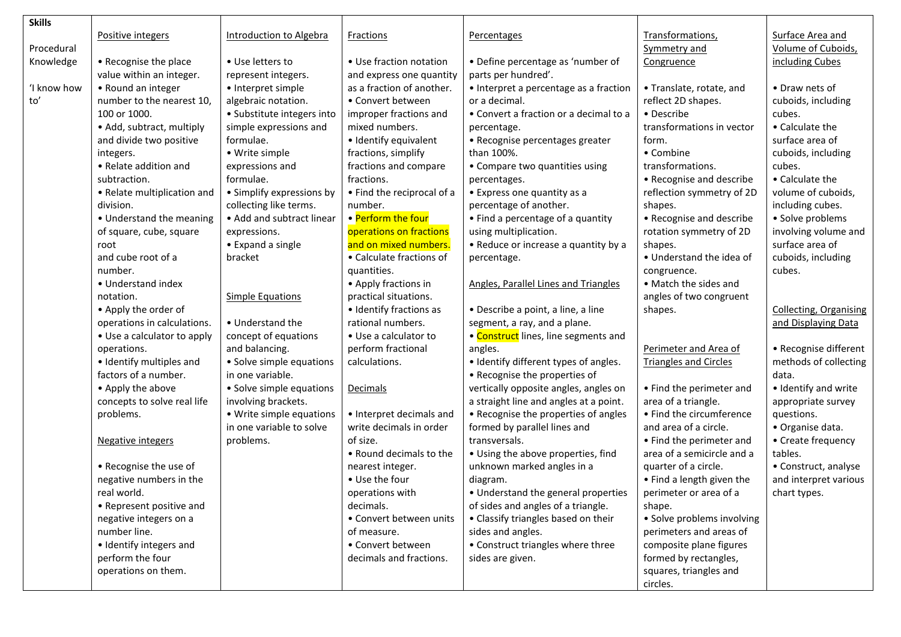| Skills<br><br>Procedural Knowledge<br><br>'I know how to' | Positive integers<br><br>• Recognise the place value within an integer.<br>• Round an integer number to the nearest 10, 100 or 1000.<br>• Add, subtract, multiply and divide two positive integers.<br>• Relate addition and subtraction.<br>• Relate multiplication and division.<br>• Understand the meaning of square, cube, square root and cube root of a number.<br>• Understand index notation.<br>• Apply the order of operations in calculations.<br>• Use a calculator to apply operations.<br>• Identify multiples and factors of a number.<br>• Apply the above concepts to solve real life problems.<br><br>Negative integers<br><br>• Recognise the use of negative numbers in the real world.<br>• Represent positive and negative integers on a number line.<br>• Identify integers and perform the four operations on them. | Introduction to Algebra<br><br>• Use letters to represent integers.<br>• Interpret simple algebraic notation.<br>• Substitute integers into simple expressions and formulae.<br>• Write simple expressions and formulae.<br>• Simplify expressions by collecting like terms.<br>• Add and subtract linear expressions.<br>• Expand a single bracket<br><br>Simple Equations<br><br>• Understand the concept of equations and balancing.<br>• Solve simple equations in one variable.<br>• Solve simple equations involving brackets.<br>• Write simple equations in one variable to solve problems. | Fractions<br><br>• Use fraction notation and express one quantity as a fraction of another.<br>• Convert between improper fractions and mixed numbers.<br>• Identify equivalent fractions, simplify fractions and compare fractions.<br>• Find the reciprocal of a number.<br>• Perform the four operations on fractions and on mixed numbers.<br>• Calculate fractions of quantities.<br>• Apply fractions in practical situations.<br>• Identify fractions as rational numbers.<br>• Use a calculator to perform fractional calculations.<br><br>Decimals<br><br>• Interpret decimals and write decimals in order of size.<br>• Round decimals to the nearest integer.<br>• Use the four operations with decimals.<br>• Convert between units of measure.<br>• Convert between decimals and fractions. | Percentages<br><br>• Define percentage as 'number of parts per hundred'.<br>• Interpret a percentage as a fraction or a decimal.<br>• Convert a fraction or a decimal to a percentage.<br>• Recognise percentages greater than 100%.<br>• Compare two quantities using percentages.<br>• Express one quantity as a percentage of another.<br>• Find a percentage of a quantity using multiplication.<br>• Reduce or increase a quantity by a percentage.<br><br>Angles, Parallel Lines and Triangles<br><br>• Describe a point, a line, a line segment, a ray, and a plane.<br>• Construct lines, line segments and angles.<br>• Identify different types of angles.<br>• Recognise the properties of vertically opposite angles, angles on a straight line and angles at a point.<br>• Recognise the properties of angles formed by parallel lines and transversals.<br>• Using the above properties, find unknown marked angles in a diagram.<br>• Understand the general properties of sides and angles of a triangle.<br>• Classify triangles based on their sides and angles.<br>• Construct triangles where three sides are given. | Transformations, Symmetry and Congruence<br><br>• Translate, rotate, and reflect 2D shapes.<br>• Describe transformations in vector form.<br>• Combine transformations.<br>• Recognise and describe reflection symmetry of 2D shapes.<br>• Recognise and describe rotation symmetry of 2D shapes.<br>• Understand the idea of congruence.<br>• Match the sides and angles of two congruent shapes.<br><br>Perimeter and Area of Triangles and Circles<br><br>• Find the perimeter and area of a triangle.<br>• Find the circumference and area of a circle.<br>• Find the perimeter and area of a semicircle and a quarter of a circle.<br>• Find a length given the perimeter or area of a shape.<br>• Solve problems involving perimeters and areas of composite plane figures formed by rectangles, squares, triangles and circles. | Surface Area and Volume of Cuboids, including Cubes<br><br>• Draw nets of cuboids, including cubes.<br>• Calculate the surface area of cuboids, including cubes.<br>• Calculate the volume of cuboids, including cubes.<br>• Solve problems involving volume and surface area of cuboids, including cubes.<br><br>Collecting, Organising and Displaying Data<br><br>• Recognise different methods of collecting data.<br>• Identify and write appropriate survey questions.<br>• Organise data.<br>• Create frequency tables.<br>• Construct, analyse and interpret various chart types. |
|---|---|---|---|---|---|---|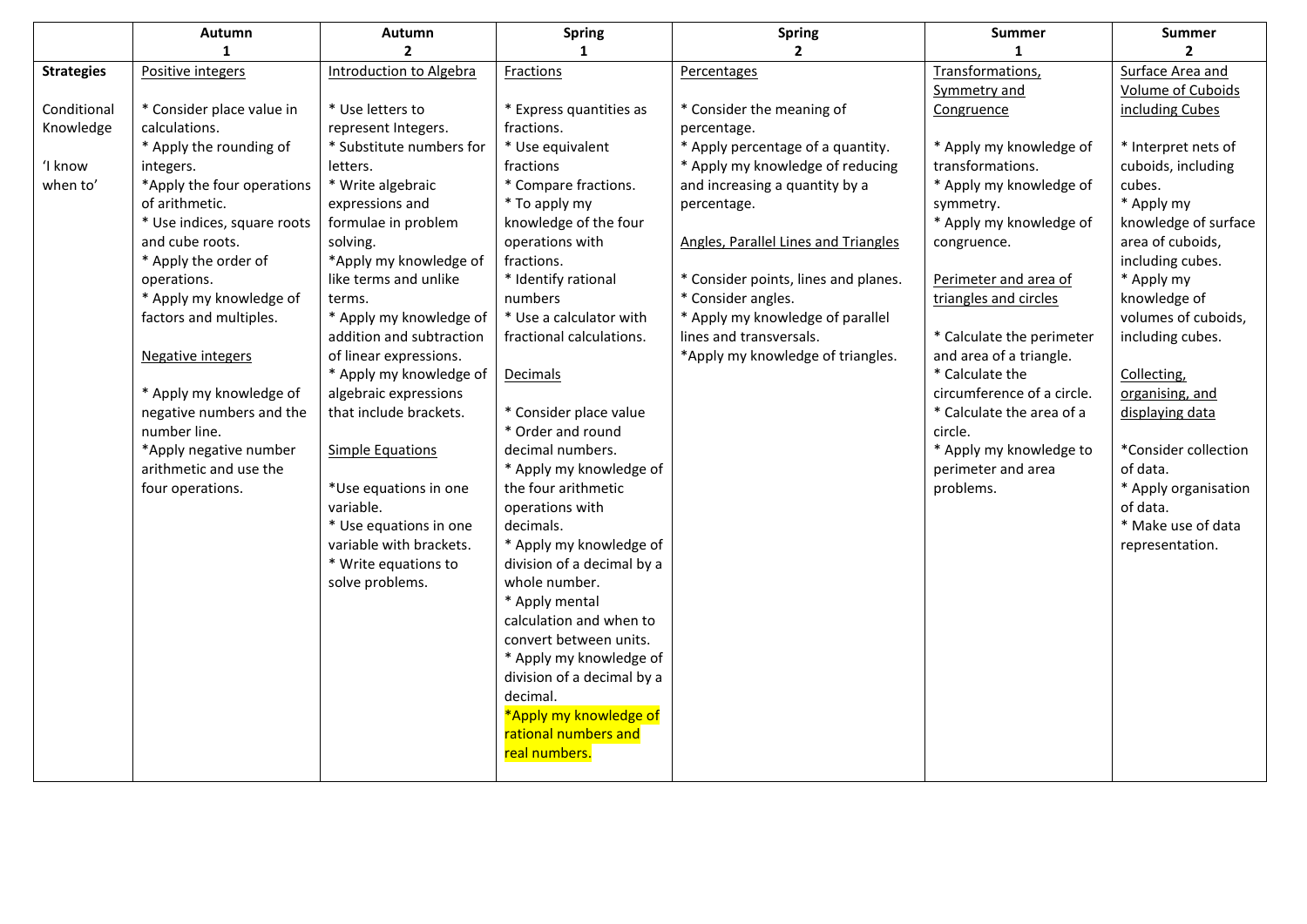| | Autumn 1 | Autumn 2 | Spring 1 | Spring 2 | Summer 1 | Summer 2 |
|---|---|---|---|---|---|---|
| **Strategies**<br><br>Conditional Knowledge<br><br>'I know when to' | Positive integers<br><br>* Consider place value in calculations.<br>* Apply the rounding of integers.<br>*Apply the four operations of arithmetic.<br>* Use indices, square roots and cube roots.<br>* Apply the order of operations.<br>* Apply my knowledge of factors and multiples.<br><br>Negative integers<br><br>* Apply my knowledge of negative numbers and the number line.<br>*Apply negative number arithmetic and use the four operations. | Introduction to Algebra<br><br>* Use letters to represent Integers.<br>* Substitute numbers for letters.<br>* Write algebraic expressions and formulae in problem solving.<br>*Apply my knowledge of like terms and unlike terms.<br>* Apply my knowledge of addition and subtraction of linear expressions.<br>* Apply my knowledge of algebraic expressions that include brackets.<br><br>Simple Equations<br><br>*Use equations in one variable.<br>* Use equations in one variable with brackets.<br>* Write equations to solve problems. | Fractions<br><br>* Express quantities as fractions.<br>* Use equivalent fractions<br>* Compare fractions.<br>* To apply my knowledge of the four operations with fractions.<br>* Identify rational numbers<br>* Use a calculator with fractional calculations.<br><br>Decimals<br><br>* Consider place value<br>* Order and round decimal numbers.<br>* Apply my knowledge of the four arithmetic operations with decimals.<br>* Apply my knowledge of division of a decimal by a whole number.<br>* Apply mental calculation and when to convert between units.<br>* Apply my knowledge of division of a decimal by a decimal.<br>*Apply my knowledge of rational numbers and real numbers. | Percentages<br><br>* Consider the meaning of percentage.<br>* Apply percentage of a quantity.<br>* Apply my knowledge of reducing and increasing a quantity by a percentage.<br><br>Angles, Parallel Lines and Triangles<br><br>* Consider points, lines and planes.<br>* Consider angles.<br>* Apply my knowledge of parallel lines and transversals.<br>*Apply my knowledge of triangles. | Transformations, Symmetry and Congruence<br><br>* Apply my knowledge of transformations.<br>* Apply my knowledge of symmetry.<br>* Apply my knowledge of congruence.<br><br>Perimeter and area of triangles and circles<br><br>* Calculate the perimeter and area of a triangle.<br>* Calculate the circumference of a circle.<br>* Calculate the area of a circle.<br>* Apply my knowledge to perimeter and area problems. | Surface Area and Volume of Cuboids including Cubes<br><br>* Interpret nets of cuboids, including cubes.<br>* Apply my knowledge of surface area of cuboids, including cubes.<br>* Apply my knowledge of volumes of cuboids, including cubes.<br><br>Collecting, organising, and displaying data<br><br>*Consider collection of data.<br>* Apply organisation of data.<br>* Make use of data representation. |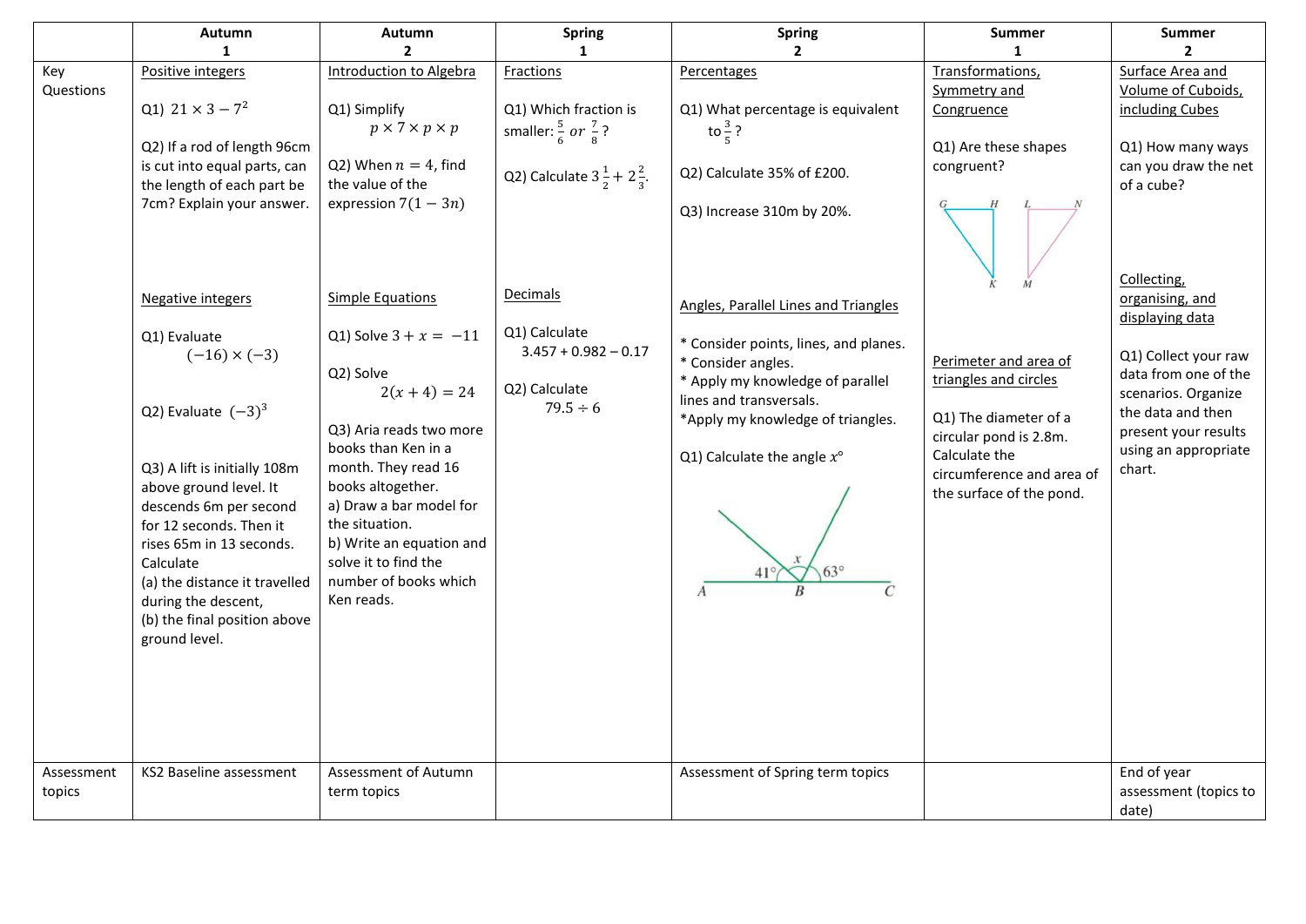| | Autumn 1 | Autumn 2 | Spring 1 | Spring 2 | Summer 1 | Summer 2 |
|---|---|---|---|---|---|---|
| Key Questions | Positive integers<br><br>Q1) $21 \times 3 - 7^2$<br><br>Q2) If a rod of length 96cm is cut into equal parts, can the length of each part be 7cm? Explain your answer.<br><br>Negative integers<br><br>Q1) Evaluate $(-16) \times (-3)$<br><br>Q2) Evaluate $(-3)^3$<br><br>Q3) A lift is initially 108m above ground level. It descends 6m per second for 12 seconds. Then it rises 65m in 13 seconds. Calculate<br>(a) the distance it travelled during the descent,<br>(b) the final position above ground level. | Introduction to Algebra<br><br>Q1) Simplify $p \times 7 \times p \times p$<br><br>Q2) When $n = 4$, find the value of the expression $7(1 - 3n)$<br><br>Simple Equations<br><br>Q1) Solve $3 + x = -11$<br><br>Q2) Solve $2(x + 4) = 24$<br><br>Q3) Aria reads two more books than Ken in a month. They read 16 books altogether.<br>a) Draw a bar model for the situation.<br>b) Write an equation and solve it to find the number of books which Ken reads. | Fractions<br><br>Q1) Which fraction is smaller: $\frac{5}{6}$ $or$ $\frac{7}{8}$?<br><br>Q2) Calculate $3\frac{1}{2} + 2\frac{2}{3}$.<br><br>Decimals<br><br>Q1) Calculate $3.457 + 0.982 - 0.17$<br><br>Q2) Calculate $79.5 \div 6$ | Percentages<br><br>Q1) What percentage is equivalent to $\frac{3}{5}$?<br><br>Q2) Calculate 35% of £200.<br><br>Q3) Increase 310m by 20%.<br><br>Angles, Parallel Lines and Triangles<br><br>* Consider points, lines, and planes.<br>* Consider angles.<br>* Apply my knowledge of parallel lines and transversals.<br>*Apply my knowledge of triangles.<br><br>Q1) Calculate the angle $x$° | Transformations, Symmetry and Congruence<br><br>Q1) Are these shapes congruent?<br><br>Perimeter and area of triangles and circles<br><br>Q1) The diameter of a circular pond is 2.8m. Calculate the circumference and area of the surface of the pond. | Surface Area and Volume of Cuboids, including Cubes<br><br>Q1) How many ways can you draw the net of a cube?<br><br>Collecting, organising, and displaying data<br><br>Q1) Collect your raw data from one of the scenarios. Organize the data and then present your results using an appropriate chart. |
| Assessment topics | KS2 Baseline assessment | Assessment of Autumn term topics | | Assessment of Spring term topics | | End of year assessment (topics to date) |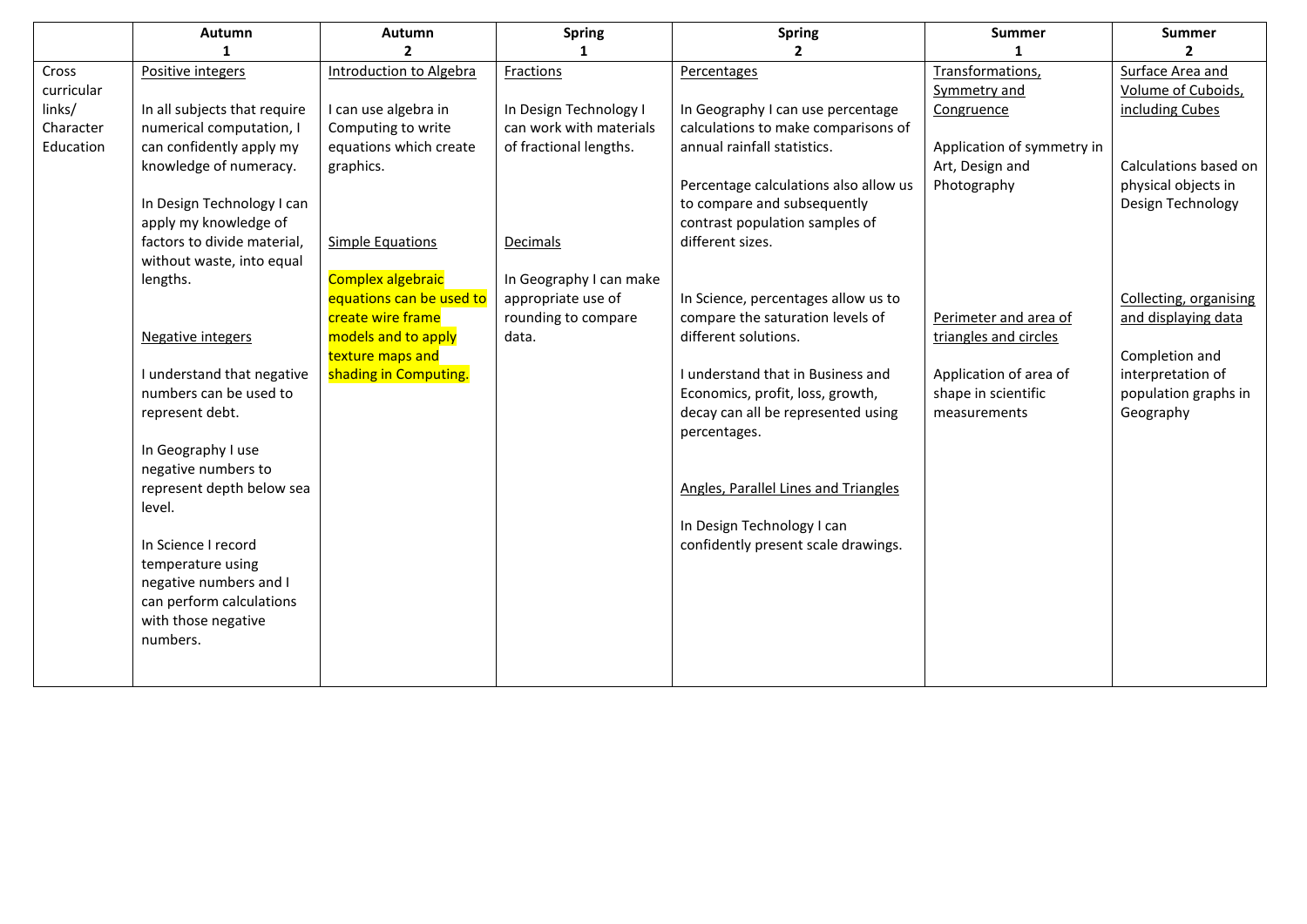| | Autumn 1 | Autumn 2 | Spring 1 | Spring 2 | Summer 1 | Summer 2 |
|---|---|---|---|---|---|---|
| Cross curricular links/ Character Education | Positive integers<br><br>In all subjects that require numerical computation, I can confidently apply my knowledge of numeracy.<br><br>In Design Technology I can apply my knowledge of factors to divide material, without waste, into equal lengths.<br><br>Negative integers<br><br>I understand that negative numbers can be used to represent debt.<br><br>In Geography I use negative numbers to represent depth below sea level.<br><br>In Science I record temperature using negative numbers and I can perform calculations with those negative numbers. | Introduction to Algebra<br><br>I can use algebra in Computing to write equations which create graphics.<br><br>Simple Equations<br><br>Complex algebraic equations can be used to create wire frame models and to apply texture maps and shading in Computing. | Fractions<br><br>In Design Technology I can work with materials of fractional lengths.<br><br>Decimals<br><br>In Geography I can make appropriate use of rounding to compare data. | Percentages<br><br>In Geography I can use percentage calculations to make comparisons of annual rainfall statistics.<br><br>Percentage calculations also allow us to compare and subsequently contrast population samples of different sizes.<br><br>In Science, percentages allow us to compare the saturation levels of different solutions.<br><br>I understand that in Business and Economics, profit, loss, growth, decay can all be represented using percentages.<br><br>Angles, Parallel Lines and Triangles<br><br>In Design Technology I can confidently present scale drawings. | Transformations, Symmetry and Congruence<br><br>Application of symmetry in Art, Design and Photography<br><br>Perimeter and area of triangles and circles<br><br>Application of area of shape in scientific measurements | Surface Area and Volume of Cuboids, including Cubes<br><br>Calculations based on physical objects in Design Technology<br><br>Collecting, organising and displaying data<br><br>Completion and interpretation of population graphs in Geography |